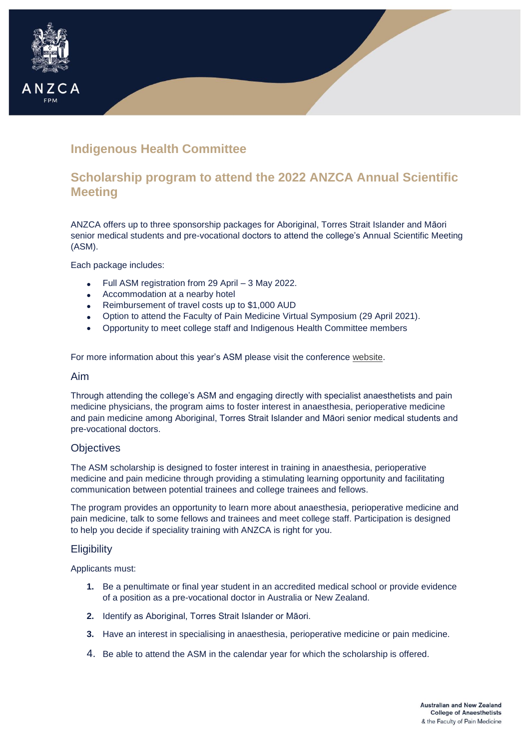## Indigenous Health Committee

## Scholarship program to attend the 2022 ANZCA Annual Scientific Meeting

ANZCA offers up to three sponsorship packages for Aboriginal, Torres Strait Islander and Māori senior medical students and pre-vocational doctors to attend the college's Annual Scientific Meeting (ASM).

Each package includes:

- Full ASM registration from 29 April – 3 May 2022.
- Accommodation at a nearby hotel
- Reimbursement of travel costs up to $1,000 AUD
- Option to attend the Faculty of Pain Medicine Virtual Symposium (29 April 2021).
- Opportunity to meet college staff and Indigenous Health Committee members

For more information about this year's ASM please visit the conference website.

### Aim

Through attending the college's ASM and engaging directly with specialist anaesthetists and pain medicine physicians, the program aims to foster interest in anaesthesia, perioperative medicine and pain medicine among Aboriginal, Torres Strait Islander and Māori senior medical students and pre-vocational doctors.

### Objectives

The ASM scholarship is designed to foster interest in training in anaesthesia, perioperative medicine and pain medicine through providing a stimulating learning opportunity and facilitating communication between potential trainees and college trainees and fellows.

The program provides an opportunity to learn more about anaesthesia, perioperative medicine and pain medicine, talk to some fellows and trainees and meet college staff. Participation is designed to help you decide if speciality training with ANZCA is right for you.

### Eligibility

Applicants must:

1. Be a penultimate or final year student in an accredited medical school or provide evidence of a position as a pre-vocational doctor in Australia or New Zealand.
2. Identify as Aboriginal, Torres Strait Islander or Māori.
3. Have an interest in specialising in anaesthesia, perioperative medicine or pain medicine.
4. Be able to attend the ASM in the calendar year for which the scholarship is offered.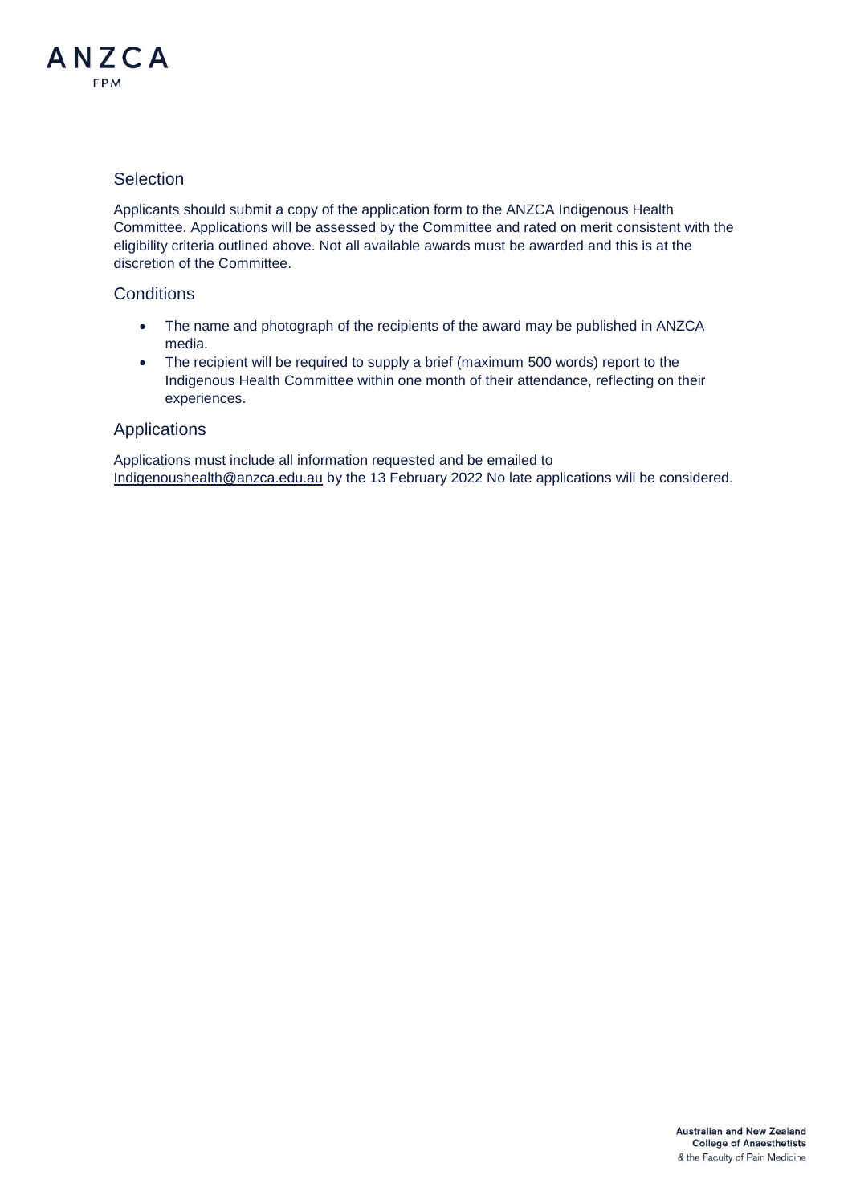## Selection

Applicants should submit a copy of the application form to the ANZCA Indigenous Health Committee. Applications will be assessed by the Committee and rated on merit consistent with the eligibility criteria outlined above. Not all available awards must be awarded and this is at the discretion of the Committee.

## Conditions

- The name and photograph of the recipients of the award may be published in ANZCA media.
- The recipient will be required to supply a brief (maximum 500 words) report to the Indigenous Health Committee within one month of their attendance, reflecting on their experiences.

## Applications

Applications must include all information requested and be emailed to Indigenoushealth@anzca.edu.au by the 13 February 2022 No late applications will be considered.